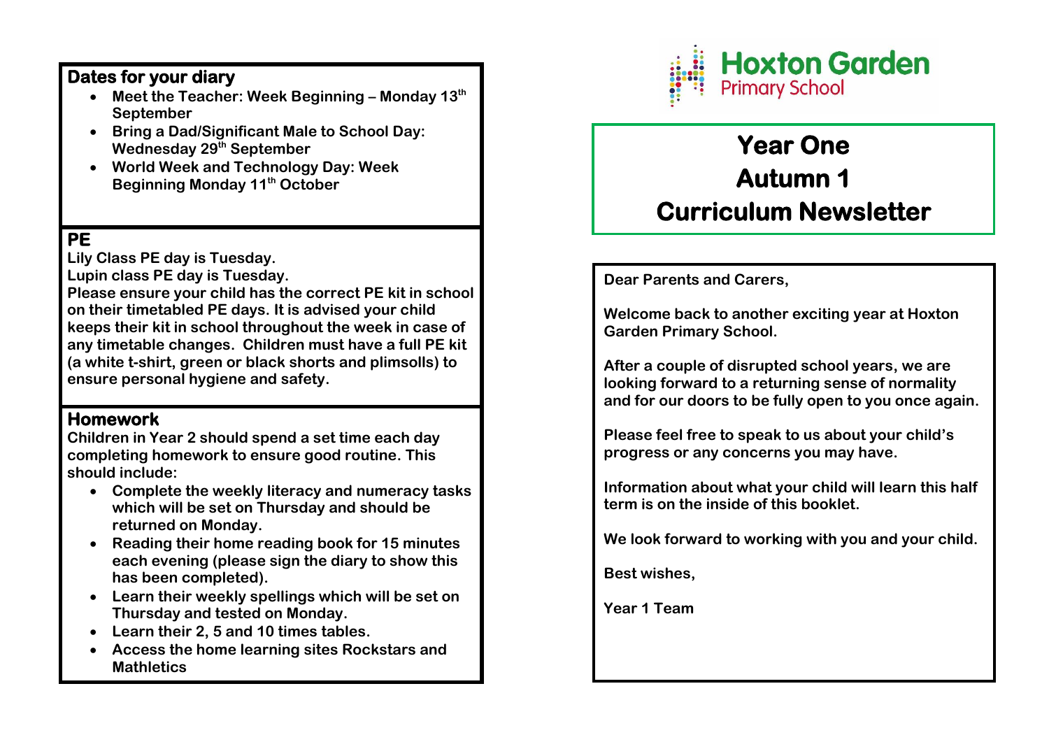## Dates for your diary

- Meet the Teacher: Week Beginning – Monday 13th September
- Bring a Dad/Significant Male to School Day: Wednesday 29th September
- World Week and Technology Day: Week Beginning Monday 11th October

## PE

**Lily Class PE day is Tuesday.**

**Lupin class PE day is Tuesday.**

**Please ensure your child has the correct PE kit in school on their timetabled PE days. It is advised your child keeps their kit in school throughout the week in case of any timetable changes. Children must have a full PE kit (a white t-shirt, green or black shorts and plimsolls) to ensure personal hygiene and safety.**

## Homework

**Children in Year 2 should spend a set time each day completing homework to ensure good routine. This should include:**

- Complete the weekly literacy and numeracy tasks which will be set on Thursday and should be returned on Monday.
- Reading their home reading book for 15 minutes each evening (please sign the diary to show this has been completed).
- Learn their weekly spellings which will be set on Thursday and tested on Monday.
- Learn their 2, 5 and 10 times tables.
- Access the home learning sites Rockstars and Mathletics

**Hoxton Garden**
Primary School

# Year One
# Autumn 1
# Curriculum Newsletter

**Dear Parents and Carers,**

**Welcome back to another exciting year at Hoxton Garden Primary School.**

**After a couple of disrupted school years, we are looking forward to a returning sense of normality and for our doors to be fully open to you once again.**

**Please feel free to speak to us about your child's progress or any concerns you may have.**

**Information about what your child will learn this half term is on the inside of this booklet.**

**We look forward to working with you and your child.**

**Best wishes,**

**Year 1 Team**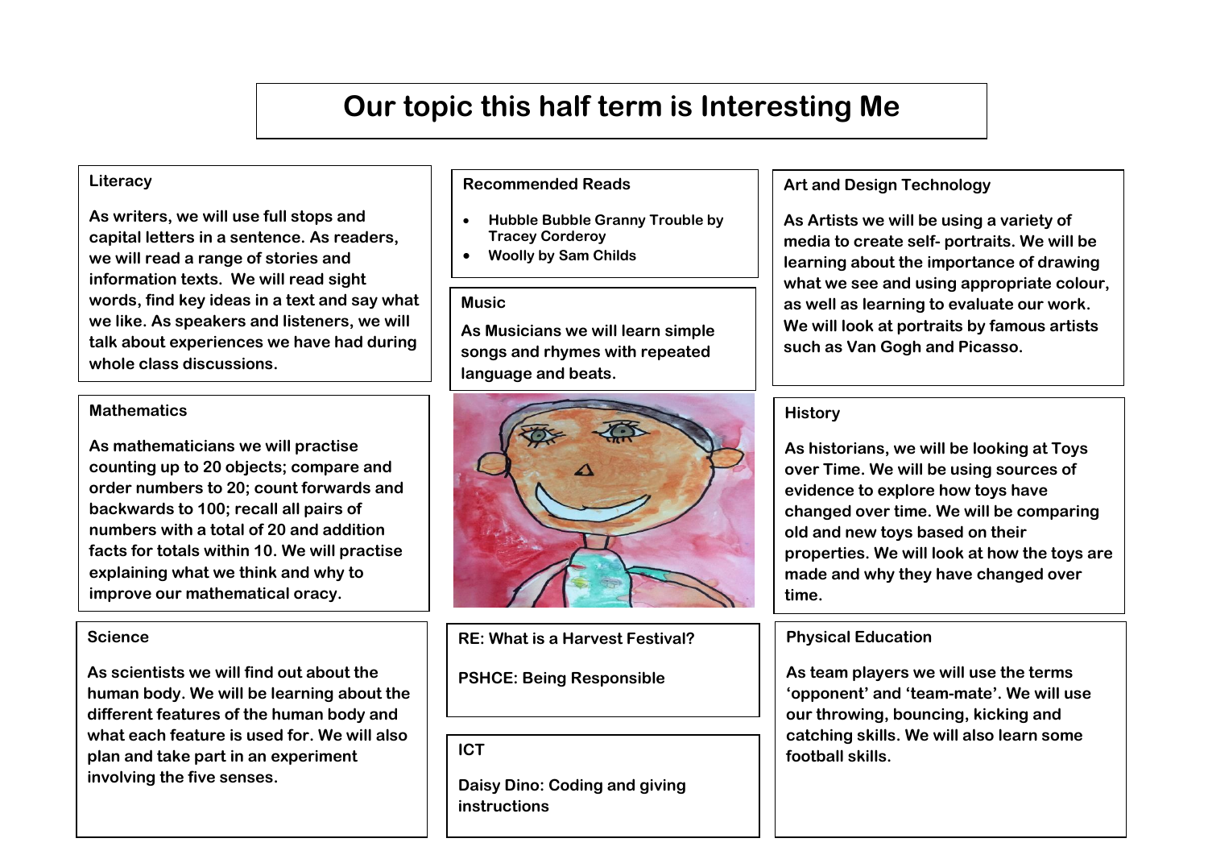# Our topic this half term is Interesting Me

## Literacy

As writers, we will use full stops and capital letters in a sentence. As readers, we will read a range of stories and information texts. We will read sight words, find key ideas in a text and say what we like. As speakers and listeners, we will talk about experiences we have had during whole class discussions.

## Mathematics

As mathematicians we will practise counting up to 20 objects; compare and order numbers to 20; count forwards and backwards to 100; recall all pairs of numbers with a total of 20 and addition facts for totals within 10. We will practise explaining what we think and why to improve our mathematical oracy.

## Science

As scientists we will find out about the human body. We will be learning about the different features of the human body and what each feature is used for. We will also plan and take part in an experiment involving the five senses.

## Recommended Reads

- Hubble Bubble Granny Trouble by Tracey Corderoy
- Woolly by Sam Childs

## Music

As Musicians we will learn simple songs and rhymes with repeated language and beats.

## RE: What is a Harvest Festival?

## PSHCE: Being Responsible

## ICT

Daisy Dino: Coding and giving instructions

## Art and Design Technology

As Artists we will be using a variety of media to create self- portraits. We will be learning about the importance of drawing what we see and using appropriate colour, as well as learning to evaluate our work. We will look at portraits by famous artists such as Van Gogh and Picasso.

## History

As historians, we will be looking at Toys over Time. We will be using sources of evidence to explore how toys have changed over time. We will be comparing old and new toys based on their properties. We will look at how the toys are made and why they have changed over time.

## Physical Education

As team players we will use the terms 'opponent' and 'team-mate'. We will use our throwing, bouncing, kicking and catching skills. We will also learn some football skills.